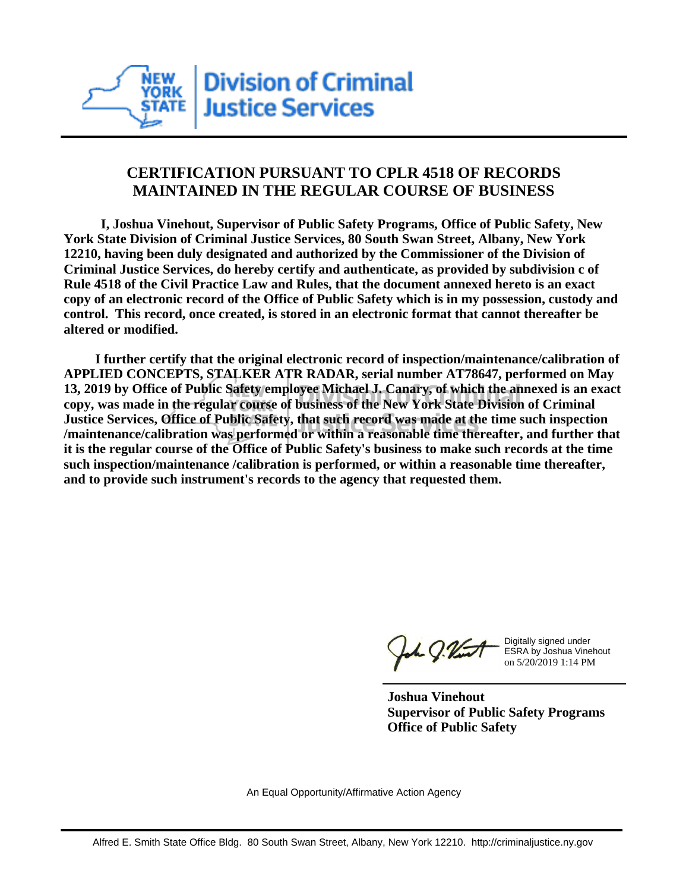New York State Division of Criminal Justice Services

## CERTIFICATION PURSUANT TO CPLR 4518 OF RECORDS MAINTAINED IN THE REGULAR COURSE OF BUSINESS

**I, Joshua Vinehout, Supervisor of Public Safety Programs, Office of Public Safety, New York State Division of Criminal Justice Services, 80 South Swan Street, Albany, New York 12210, having been duly designated and authorized by the Commissioner of the Division of Criminal Justice Services, do hereby certify and authenticate, as provided by subdivision c of Rule 4518 of the Civil Practice Law and Rules, that the document annexed hereto is an exact copy of an electronic record of the Office of Public Safety which is in my possession, custody and control. This record, once created, is stored in an electronic format that cannot thereafter be altered or modified.**

**I further certify that the original electronic record of inspection/maintenance/calibration of APPLIED CONCEPTS, STALKER ATR RADAR, serial number AT78647, performed on May 13, 2019 by Office of Public Safety employee Michael J. Canary, of which the annexed is an exact copy, was made in the regular course of business of the New York State Division of Criminal Justice Services, Office of Public Safety, that such record was made at the time such inspection /maintenance/calibration was performed or within a reasonable time thereafter, and further that it is the regular course of the Office of Public Safety's business to make such records at the time such inspection/maintenance /calibration is performed, or within a reasonable time thereafter, and to provide such instrument's records to the agency that requested them.**

Digitally signed under ESRA by Joshua Vinehout on 5/20/2019 1:14 PM

**Joshua Vinehout**
**Supervisor of Public Safety Programs**
**Office of Public Safety**

An Equal Opportunity/Affirmative Action Agency

Alfred E. Smith State Office Bldg. 80 South Swan Street, Albany, New York 12210. http://criminaljustice.ny.gov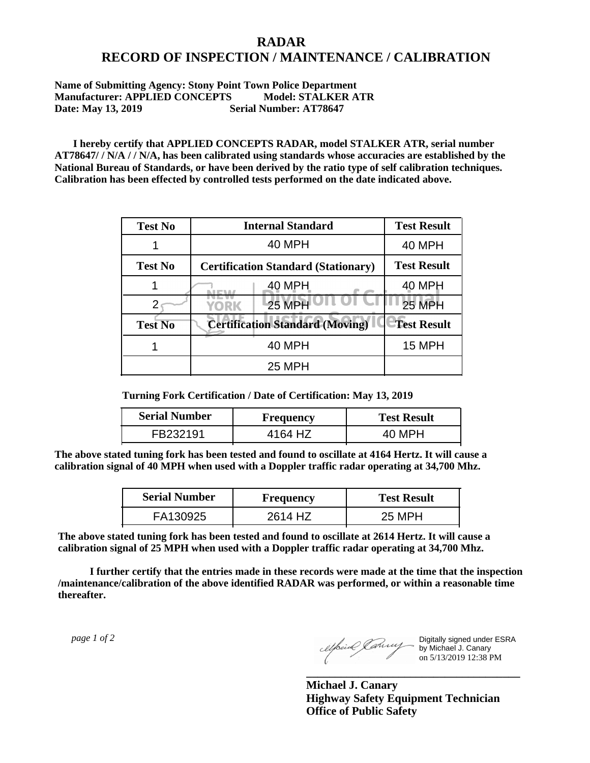# RADAR
# RECORD OF INSPECTION / MAINTENANCE / CALIBRATION

**Name of Submitting Agency: Stony Point Town Police Department**
**Manufacturer: APPLIED CONCEPTS Model: STALKER ATR**
**Date: May 13, 2019 Serial Number: AT78647**

**I hereby certify that APPLIED CONCEPTS RADAR, model STALKER ATR, serial number AT78647/ / N/A / / N/A, has been calibrated using standards whose accuracies are established by the National Bureau of Standards, or have been derived by the ratio type of self calibration techniques. Calibration has been effected by controlled tests performed on the date indicated above.**

| Test No | Internal Standard | Test Result |
|---|---|---|
| 1 | 40 MPH | 40 MPH |
| **Test No** | **Certification Standard (Stationary)** | **Test Result** |
| 1 | 40 MPH | 40 MPH |
| 2 | 25 MPH | 25 MPH |
| **Test No** | **Certification Standard (Moving)** | **Test Result** |
| 1 | 40 MPH | 15 MPH |
| | 25 MPH | |

**Turning Fork Certification / Date of Certification: May 13, 2019**

| Serial Number | Frequency | Test Result |
|---|---|---|
| FB232191 | 4164 HZ | 40 MPH |

**The above stated tuning fork has been tested and found to oscillate at 4164 Hertz. It will cause a calibration signal of 40 MPH when used with a Doppler traffic radar operating at 34,700 Mhz.**

| Serial Number | Frequency | Test Result |
|---|---|---|
| FA130925 | 2614 HZ | 25 MPH |

**The above stated tuning fork has been tested and found to oscillate at 2614 Hertz. It will cause a calibration signal of 25 MPH when used with a Doppler traffic radar operating at 34,700 Mhz.**

**I further certify that the entries made in these records were made at the time that the inspection /maintenance/calibration of the above identified RADAR was performed, or within a reasonable time thereafter.**

Digitally signed under ESRA by Michael J. Canary on 5/13/2019 12:38 PM

**Michael J. Canary**
**Highway Safety Equipment Technician**
**Office of Public Safety**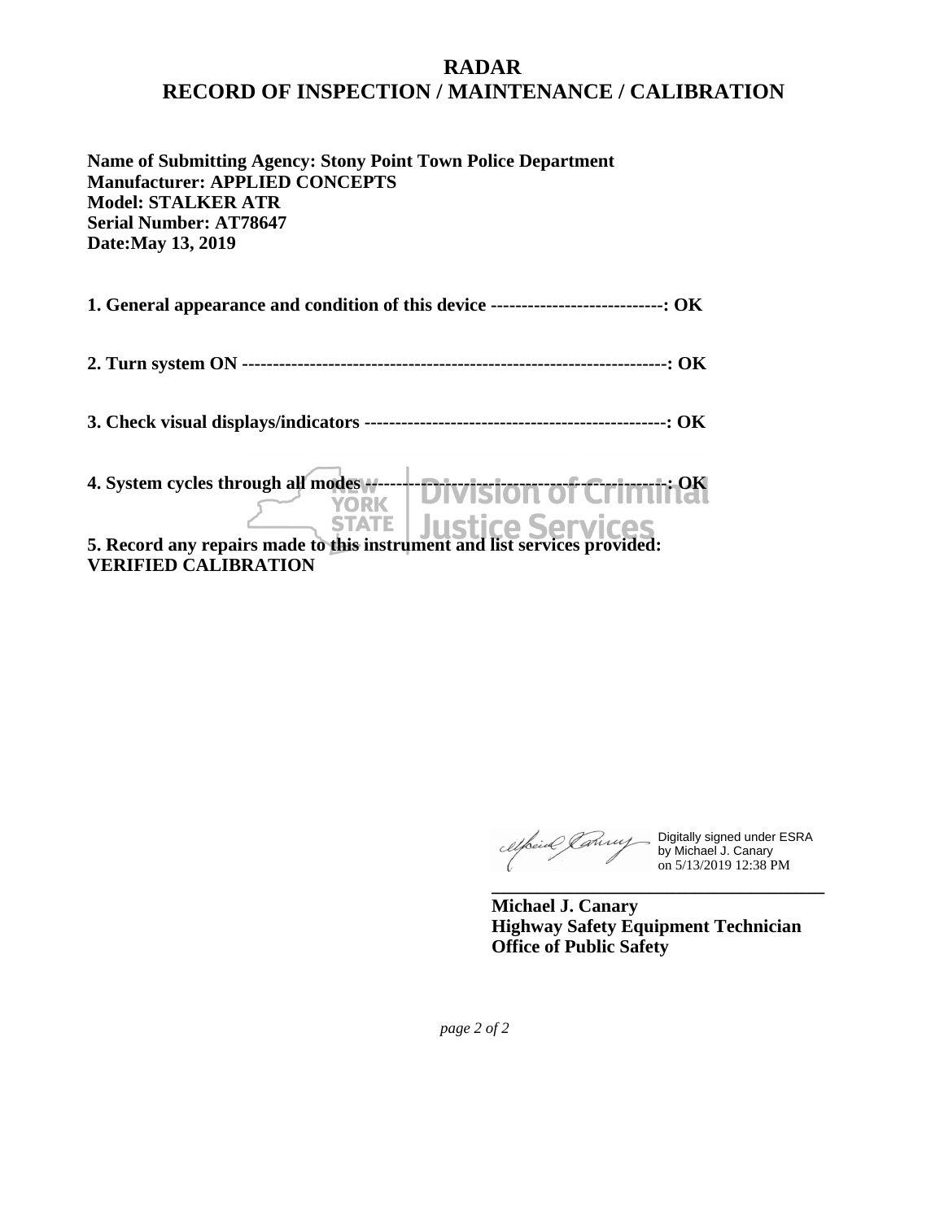# RADAR
# RECORD OF INSPECTION / MAINTENANCE / CALIBRATION

**Name of Submitting Agency: Stony Point Town Police Department**
**Manufacturer: APPLIED CONCEPTS**
**Model: STALKER ATR**
**Serial Number: AT78647**
**Date:May 13, 2019**

**1. General appearance and condition of this device ----------------------------: OK**

**2. Turn system ON ------------------------------------------------------------------: OK**

**3. Check visual displays/indicators -------------------------------------------------: OK**

**4. System cycles through all modes -----------------------------------------------: OK**

**5. Record any repairs made to this instrument and list services provided:**
**VERIFIED CALIBRATION**

Digitally signed under ESRA by Michael J. Canary on 5/13/2019 12:38 PM

**Michael J. Canary**
**Highway Safety Equipment Technician**
**Office of Public Safety**